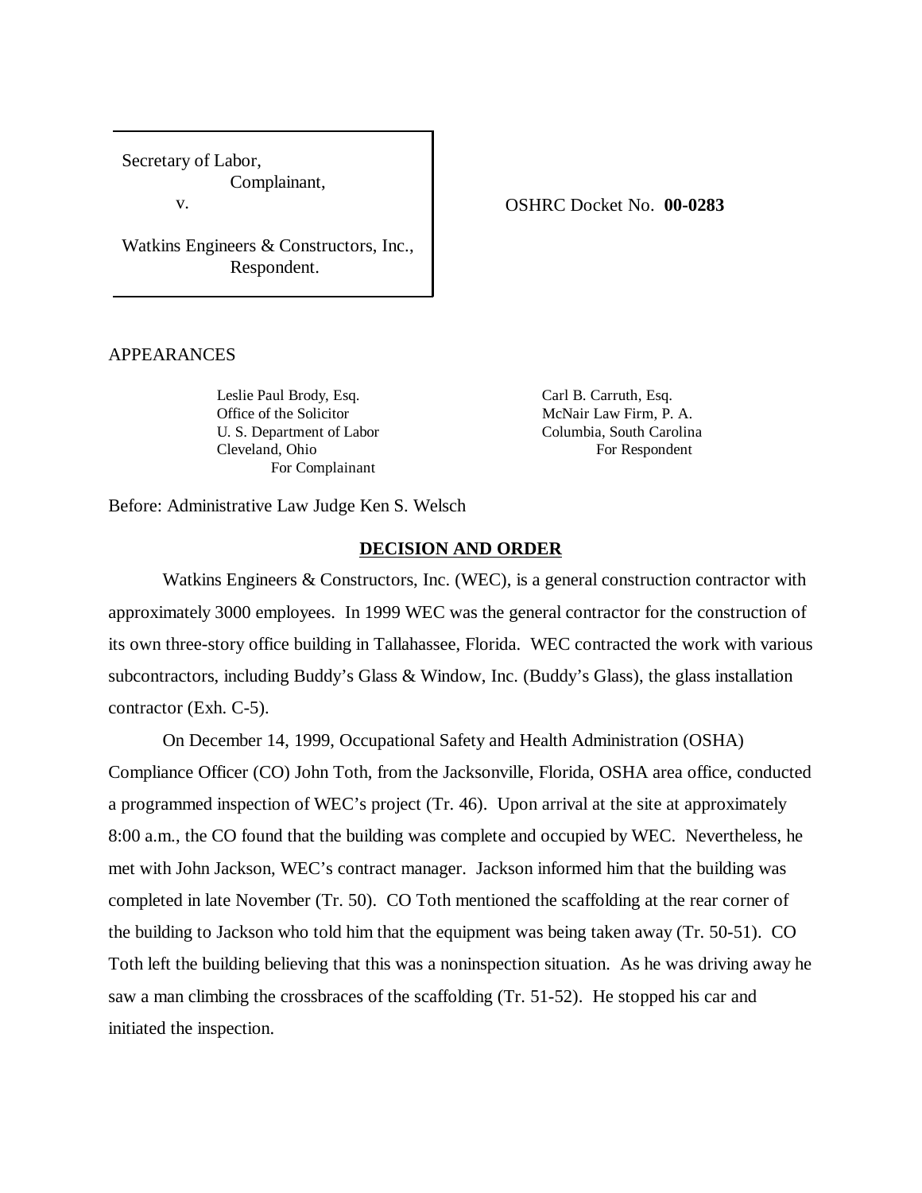Secretary of Labor,
Complainant,
v.

Watkins Engineers & Constructors, Inc.,
Respondent.

OSHRC Docket No. **00-0283**

APPEARANCES

Leslie Paul Brody, Esq.
Office of the Solicitor
U. S. Department of Labor
Cleveland, Ohio
For Complainant

Carl B. Carruth, Esq.
McNair Law Firm, P. A.
Columbia, South Carolina
For Respondent

Before: Administrative Law Judge Ken S. Welsch

## DECISION AND ORDER

Watkins Engineers & Constructors, Inc. (WEC), is a general construction contractor with approximately 3000 employees. In 1999 WEC was the general contractor for the construction of its own three-story office building in Tallahassee, Florida. WEC contracted the work with various subcontractors, including Buddy's Glass & Window, Inc. (Buddy's Glass), the glass installation contractor (Exh. C-5).

On December 14, 1999, Occupational Safety and Health Administration (OSHA) Compliance Officer (CO) John Toth, from the Jacksonville, Florida, OSHA area office, conducted a programmed inspection of WEC's project (Tr. 46). Upon arrival at the site at approximately 8:00 a.m., the CO found that the building was complete and occupied by WEC. Nevertheless, he met with John Jackson, WEC's contract manager. Jackson informed him that the building was completed in late November (Tr. 50). CO Toth mentioned the scaffolding at the rear corner of the building to Jackson who told him that the equipment was being taken away (Tr. 50-51). CO Toth left the building believing that this was a noninspection situation. As he was driving away he saw a man climbing the crossbraces of the scaffolding (Tr. 51-52). He stopped his car and initiated the inspection.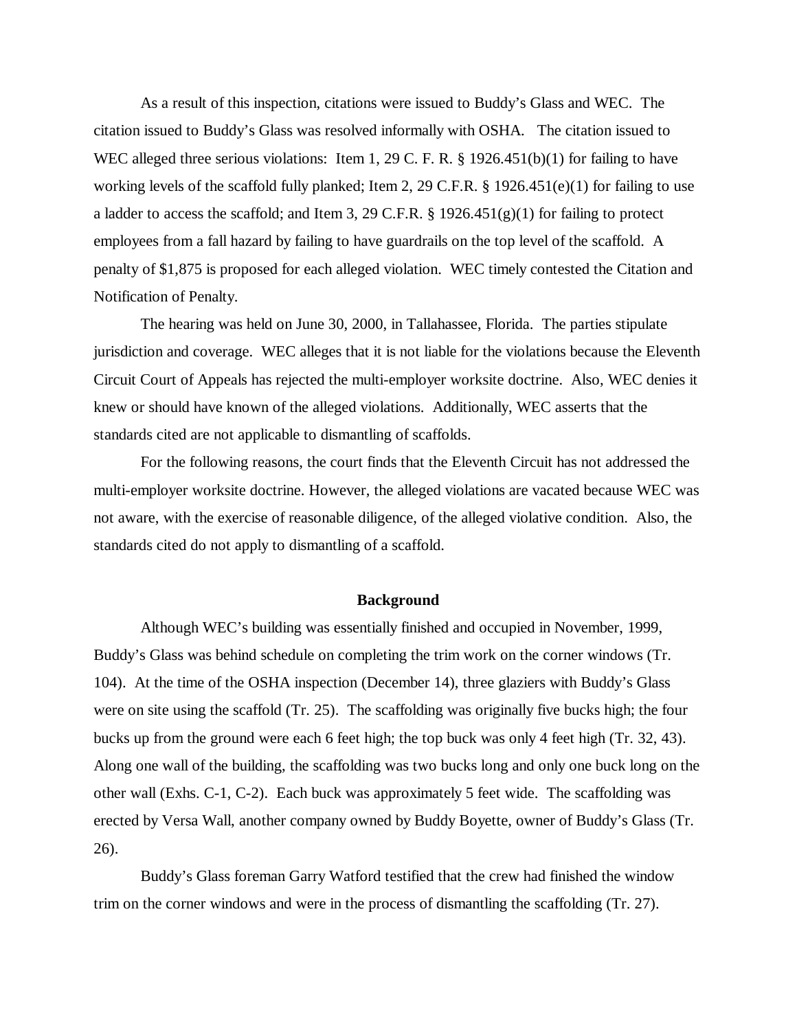As a result of this inspection, citations were issued to Buddy's Glass and WEC. The citation issued to Buddy's Glass was resolved informally with OSHA. The citation issued to WEC alleged three serious violations: Item 1, 29 C. F. R. § 1926.451(b)(1) for failing to have working levels of the scaffold fully planked; Item 2, 29 C.F.R. § 1926.451(e)(1) for failing to use a ladder to access the scaffold; and Item 3, 29 C.F.R. § 1926.451(g)(1) for failing to protect employees from a fall hazard by failing to have guardrails on the top level of the scaffold. A penalty of $1,875 is proposed for each alleged violation. WEC timely contested the Citation and Notification of Penalty.

The hearing was held on June 30, 2000, in Tallahassee, Florida. The parties stipulate jurisdiction and coverage. WEC alleges that it is not liable for the violations because the Eleventh Circuit Court of Appeals has rejected the multi-employer worksite doctrine. Also, WEC denies it knew or should have known of the alleged violations. Additionally, WEC asserts that the standards cited are not applicable to dismantling of scaffolds.

For the following reasons, the court finds that the Eleventh Circuit has not addressed the multi-employer worksite doctrine. However, the alleged violations are vacated because WEC was not aware, with the exercise of reasonable diligence, of the alleged violative condition. Also, the standards cited do not apply to dismantling of a scaffold.

## Background

Although WEC's building was essentially finished and occupied in November, 1999, Buddy's Glass was behind schedule on completing the trim work on the corner windows (Tr. 104). At the time of the OSHA inspection (December 14), three glaziers with Buddy's Glass were on site using the scaffold (Tr. 25). The scaffolding was originally five bucks high; the four bucks up from the ground were each 6 feet high; the top buck was only 4 feet high (Tr. 32, 43). Along one wall of the building, the scaffolding was two bucks long and only one buck long on the other wall (Exhs. C-1, C-2). Each buck was approximately 5 feet wide. The scaffolding was erected by Versa Wall, another company owned by Buddy Boyette, owner of Buddy's Glass (Tr. 26).

Buddy's Glass foreman Garry Watford testified that the crew had finished the window trim on the corner windows and were in the process of dismantling the scaffolding (Tr. 27).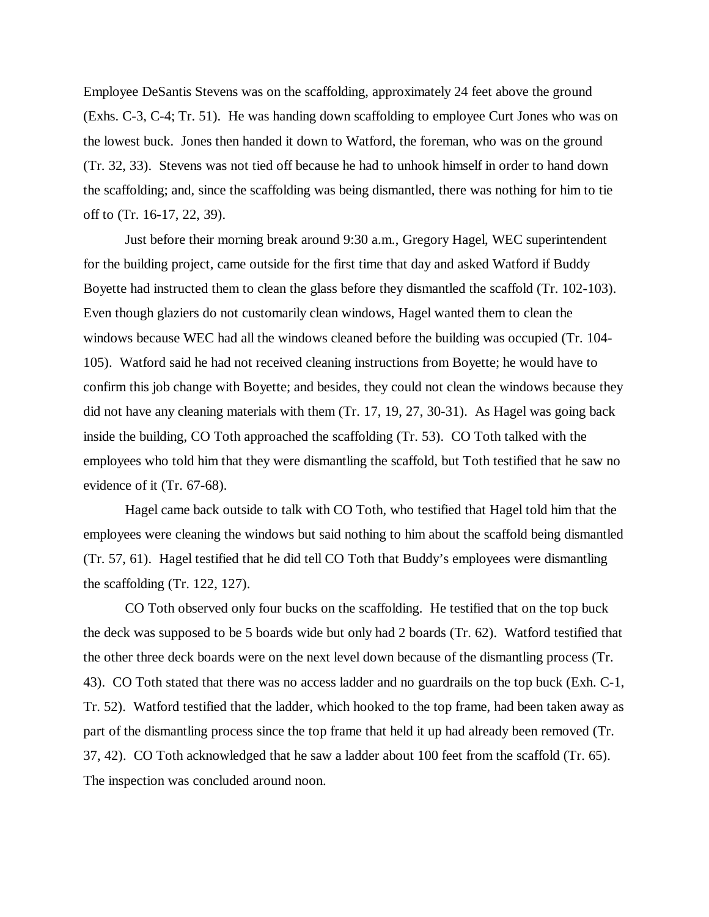Employee DeSantis Stevens was on the scaffolding, approximately 24 feet above the ground (Exhs. C-3, C-4; Tr. 51). He was handing down scaffolding to employee Curt Jones who was on the lowest buck. Jones then handed it down to Watford, the foreman, who was on the ground (Tr. 32, 33). Stevens was not tied off because he had to unhook himself in order to hand down the scaffolding; and, since the scaffolding was being dismantled, there was nothing for him to tie off to (Tr. 16-17, 22, 39).

Just before their morning break around 9:30 a.m., Gregory Hagel, WEC superintendent for the building project, came outside for the first time that day and asked Watford if Buddy Boyette had instructed them to clean the glass before they dismantled the scaffold (Tr. 102-103). Even though glaziers do not customarily clean windows, Hagel wanted them to clean the windows because WEC had all the windows cleaned before the building was occupied (Tr. 104-105). Watford said he had not received cleaning instructions from Boyette; he would have to confirm this job change with Boyette; and besides, they could not clean the windows because they did not have any cleaning materials with them (Tr. 17, 19, 27, 30-31). As Hagel was going back inside the building, CO Toth approached the scaffolding (Tr. 53). CO Toth talked with the employees who told him that they were dismantling the scaffold, but Toth testified that he saw no evidence of it (Tr. 67-68).

Hagel came back outside to talk with CO Toth, who testified that Hagel told him that the employees were cleaning the windows but said nothing to him about the scaffold being dismantled (Tr. 57, 61). Hagel testified that he did tell CO Toth that Buddy's employees were dismantling the scaffolding (Tr. 122, 127).

CO Toth observed only four bucks on the scaffolding. He testified that on the top buck the deck was supposed to be 5 boards wide but only had 2 boards (Tr. 62). Watford testified that the other three deck boards were on the next level down because of the dismantling process (Tr. 43). CO Toth stated that there was no access ladder and no guardrails on the top buck (Exh. C-1, Tr. 52). Watford testified that the ladder, which hooked to the top frame, had been taken away as part of the dismantling process since the top frame that held it up had already been removed (Tr. 37, 42). CO Toth acknowledged that he saw a ladder about 100 feet from the scaffold (Tr. 65). The inspection was concluded around noon.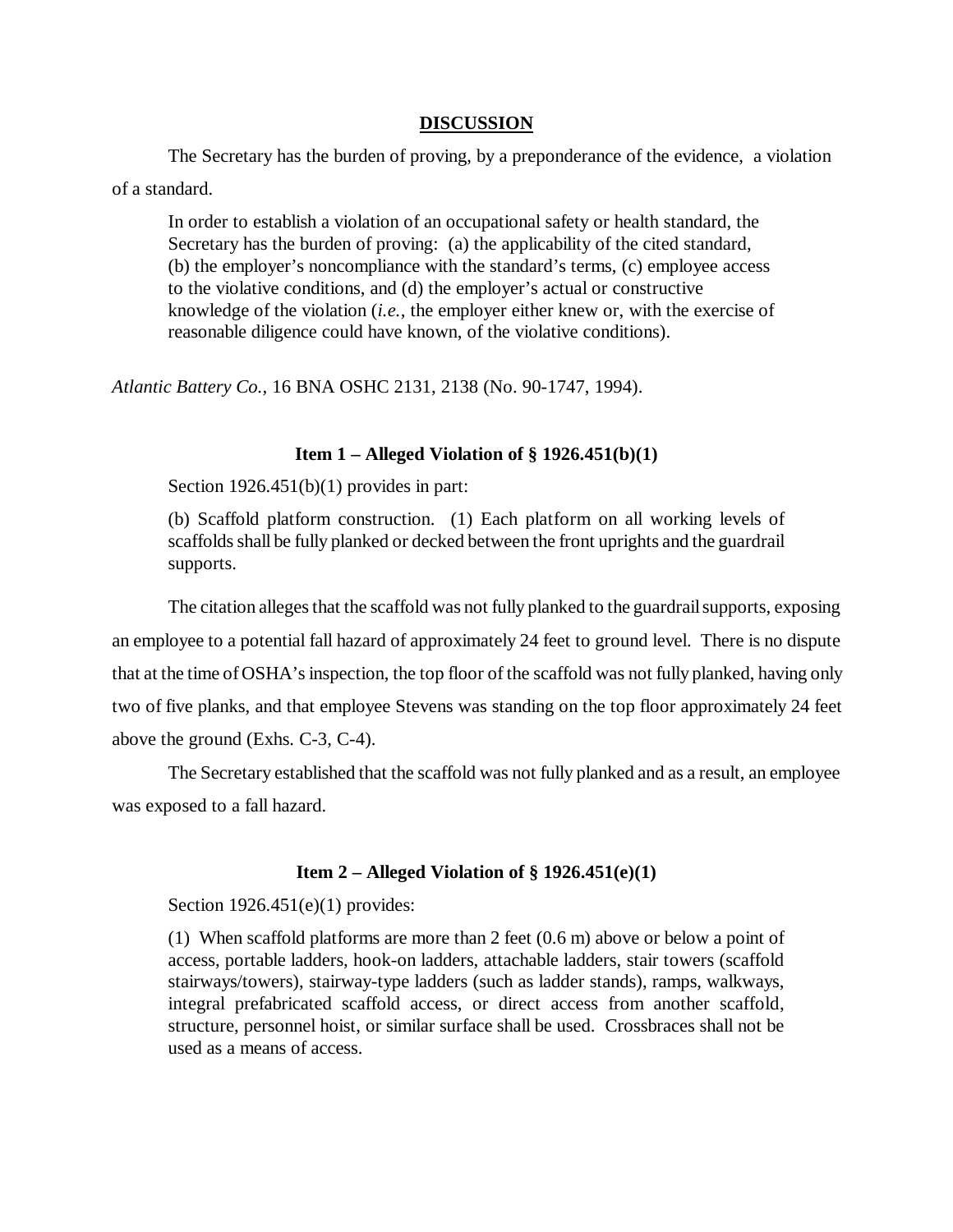## DISCUSSION

The Secretary has the burden of proving, by a preponderance of the evidence, a violation of a standard.

> In order to establish a violation of an occupational safety or health standard, the Secretary has the burden of proving: (a) the applicability of the cited standard, (b) the employer's noncompliance with the standard's terms, (c) employee access to the violative conditions, and (d) the employer's actual or constructive knowledge of the violation (*i.e.,* the employer either knew or, with the exercise of reasonable diligence could have known, of the violative conditions).

*Atlantic Battery Co.*, 16 BNA OSHC 2131, 2138 (No. 90-1747, 1994).

### Item 1 – Alleged Violation of § 1926.451(b)(1)

Section 1926.451(b)(1) provides in part:

> (b) Scaffold platform construction. (1) Each platform on all working levels of scaffolds shall be fully planked or decked between the front uprights and the guardrail supports.

The citation alleges that the scaffold was not fully planked to the guardrail supports, exposing an employee to a potential fall hazard of approximately 24 feet to ground level. There is no dispute that at the time of OSHA's inspection, the top floor of the scaffold was not fully planked, having only two of five planks, and that employee Stevens was standing on the top floor approximately 24 feet above the ground (Exhs. C-3, C-4).

The Secretary established that the scaffold was not fully planked and as a result, an employee was exposed to a fall hazard.

### Item 2 – Alleged Violation of § 1926.451(e)(1)

Section 1926.451(e)(1) provides:

> (1) When scaffold platforms are more than 2 feet (0.6 m) above or below a point of access, portable ladders, hook-on ladders, attachable ladders, stair towers (scaffold stairways/towers), stairway-type ladders (such as ladder stands), ramps, walkways, integral prefabricated scaffold access, or direct access from another scaffold, structure, personnel hoist, or similar surface shall be used. Crossbraces shall not be used as a means of access.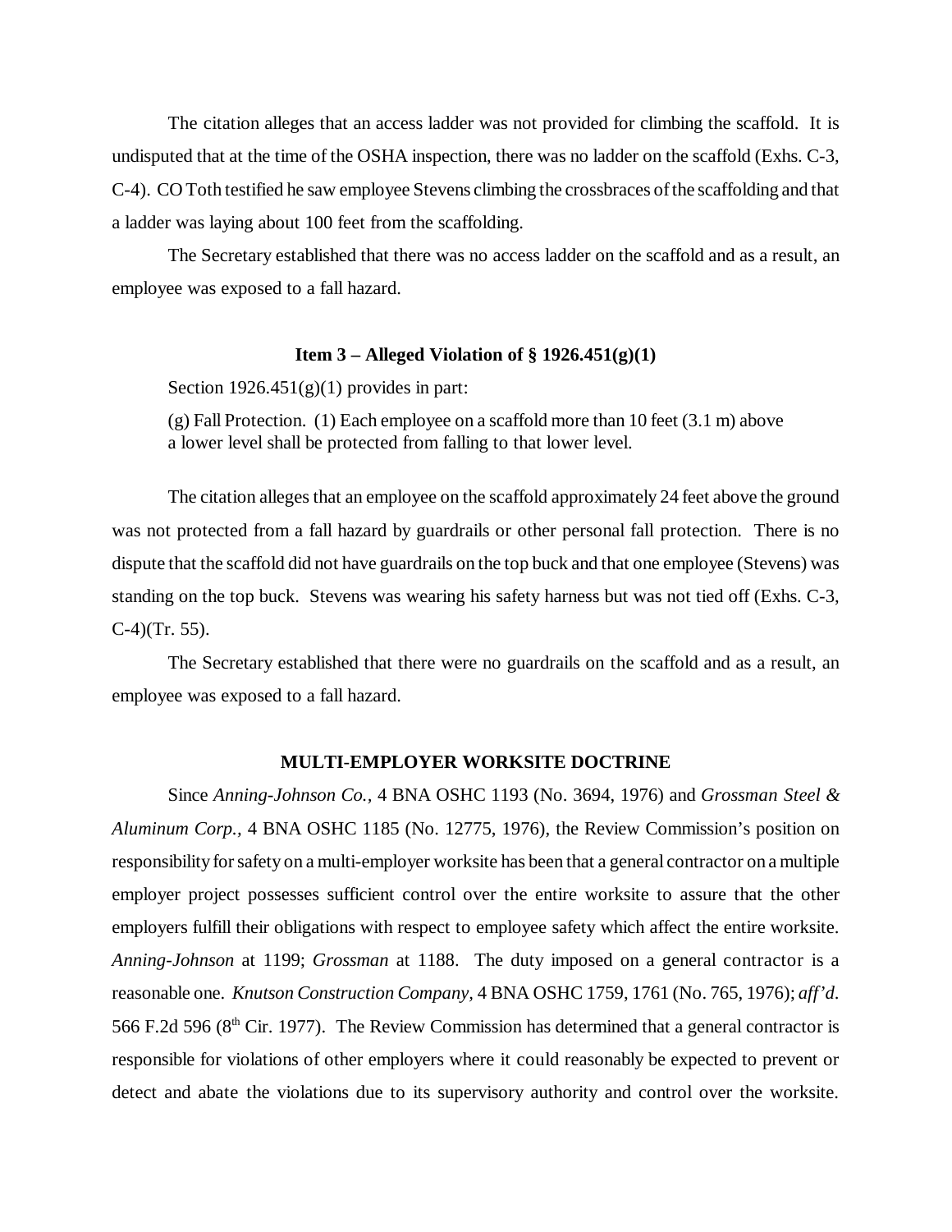The citation alleges that an access ladder was not provided for climbing the scaffold. It is undisputed that at the time of the OSHA inspection, there was no ladder on the scaffold (Exhs. C-3, C-4). CO Toth testified he saw employee Stevens climbing the crossbraces of the scaffolding and that a ladder was laying about 100 feet from the scaffolding.

The Secretary established that there was no access ladder on the scaffold and as a result, an employee was exposed to a fall hazard.

### Item 3 – Alleged Violation of § 1926.451(g)(1)

Section 1926.451(g)(1) provides in part:

> (g) Fall Protection. (1) Each employee on a scaffold more than 10 feet (3.1 m) above a lower level shall be protected from falling to that lower level.

The citation alleges that an employee on the scaffold approximately 24 feet above the ground was not protected from a fall hazard by guardrails or other personal fall protection. There is no dispute that the scaffold did not have guardrails on the top buck and that one employee (Stevens) was standing on the top buck. Stevens was wearing his safety harness but was not tied off (Exhs. C-3, C-4)(Tr. 55).

The Secretary established that there were no guardrails on the scaffold and as a result, an employee was exposed to a fall hazard.

### MULTI-EMPLOYER WORKSITE DOCTRINE

Since *Anning-Johnson Co.*, 4 BNA OSHC 1193 (No. 3694, 1976) and *Grossman Steel & Aluminum Corp.*, 4 BNA OSHC 1185 (No. 12775, 1976), the Review Commission's position on responsibility for safety on a multi-employer worksite has been that a general contractor on a multiple employer project possesses sufficient control over the entire worksite to assure that the other employers fulfill their obligations with respect to employee safety which affect the entire worksite. *Anning-Johnson* at 1199; *Grossman* at 1188. The duty imposed on a general contractor is a reasonable one. *Knutson Construction Company*, 4 BNA OSHC 1759, 1761 (No. 765, 1976); *aff'd.* 566 F.2d 596 (8th Cir. 1977). The Review Commission has determined that a general contractor is responsible for violations of other employers where it could reasonably be expected to prevent or detect and abate the violations due to its supervisory authority and control over the worksite.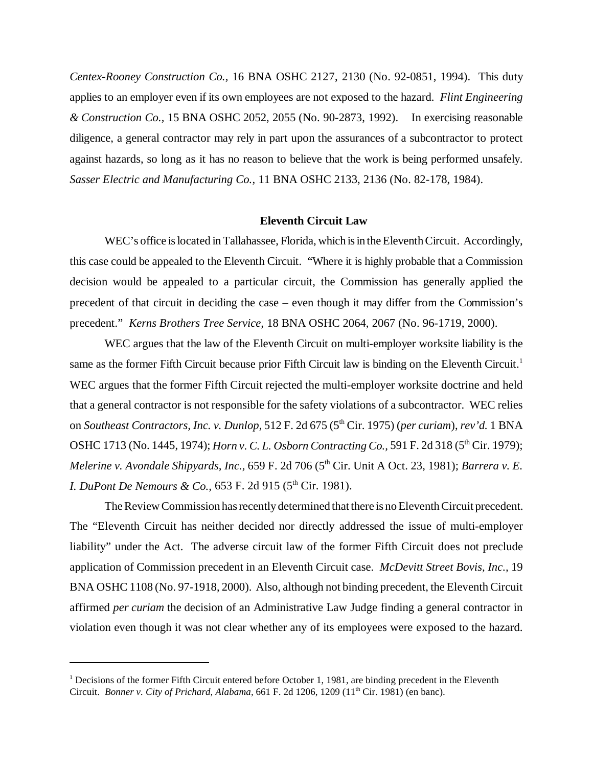*Centex-Rooney Construction Co.,* 16 BNA OSHC 2127, 2130 (No. 92-0851, 1994). This duty applies to an employer even if its own employees are not exposed to the hazard. *Flint Engineering & Construction Co.,* 15 BNA OSHC 2052, 2055 (No. 90-2873, 1992). In exercising reasonable diligence, a general contractor may rely in part upon the assurances of a subcontractor to protect against hazards, so long as it has no reason to believe that the work is being performed unsafely. *Sasser Electric and Manufacturing Co.,* 11 BNA OSHC 2133, 2136 (No. 82-178, 1984).

**Eleventh Circuit Law**

WEC's office is located in Tallahassee, Florida, which is in the Eleventh Circuit. Accordingly, this case could be appealed to the Eleventh Circuit. "Where it is highly probable that a Commission decision would be appealed to a particular circuit, the Commission has generally applied the precedent of that circuit in deciding the case – even though it may differ from the Commission's precedent." *Kerns Brothers Tree Service,* 18 BNA OSHC 2064, 2067 (No. 96-1719, 2000).

WEC argues that the law of the Eleventh Circuit on multi-employer worksite liability is the same as the former Fifth Circuit because prior Fifth Circuit law is binding on the Eleventh Circuit.[1] WEC argues that the former Fifth Circuit rejected the multi-employer worksite doctrine and held that a general contractor is not responsible for the safety violations of a subcontractor. WEC relies on *Southeast Contractors, Inc. v. Dunlop,* 512 F. 2d 675 (5th Cir. 1975) (*per curiam*), *rev'd.* 1 BNA OSHC 1713 (No. 1445, 1974); *Horn v. C. L. Osborn Contracting Co.,* 591 F. 2d 318 (5th Cir. 1979); *Melerine v. Avondale Shipyards, Inc.,* 659 F. 2d 706 (5th Cir. Unit A Oct. 23, 1981); *Barrera v. E. I. DuPont De Nemours & Co.,* 653 F. 2d 915 (5th Cir. 1981).

The Review Commission has recently determined that there is no Eleventh Circuit precedent. The "Eleventh Circuit has neither decided nor directly addressed the issue of multi-employer liability" under the Act. The adverse circuit law of the former Fifth Circuit does not preclude application of Commission precedent in an Eleventh Circuit case. *McDevitt Street Bovis, Inc.,* 19 BNA OSHC 1108 (No. 97-1918, 2000). Also, although not binding precedent, the Eleventh Circuit affirmed *per curiam* the decision of an Administrative Law Judge finding a general contractor in violation even though it was not clear whether any of its employees were exposed to the hazard.

[1] Decisions of the former Fifth Circuit entered before October 1, 1981, are binding precedent in the Eleventh Circuit. *Bonner v. City of Prichard, Alabama,* 661 F. 2d 1206, 1209 (11th Cir. 1981) (en banc).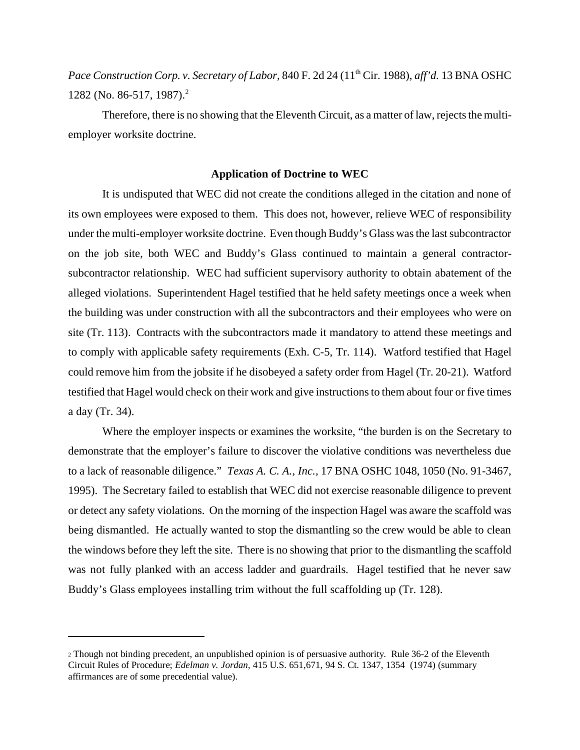*Pace Construction Corp. v. Secretary of Labor,* 840 F. 2d 24 (11th Cir. 1988), *aff'd.* 13 BNA OSHC 1282 (No. 86-517, 1987).[2]

Therefore, there is no showing that the Eleventh Circuit, as a matter of law, rejects the multi-employer worksite doctrine.

**Application of Doctrine to WEC**

It is undisputed that WEC did not create the conditions alleged in the citation and none of its own employees were exposed to them. This does not, however, relieve WEC of responsibility under the multi-employer worksite doctrine. Even though Buddy's Glass was the last subcontractor on the job site, both WEC and Buddy's Glass continued to maintain a general contractor-subcontractor relationship. WEC had sufficient supervisory authority to obtain abatement of the alleged violations. Superintendent Hagel testified that he held safety meetings once a week when the building was under construction with all the subcontractors and their employees who were on site (Tr. 113). Contracts with the subcontractors made it mandatory to attend these meetings and to comply with applicable safety requirements (Exh. C-5, Tr. 114). Watford testified that Hagel could remove him from the jobsite if he disobeyed a safety order from Hagel (Tr. 20-21). Watford testified that Hagel would check on their work and give instructions to them about four or five times a day (Tr. 34).

Where the employer inspects or examines the worksite, "the burden is on the Secretary to demonstrate that the employer's failure to discover the violative conditions was nevertheless due to a lack of reasonable diligence." *Texas A. C. A., Inc.*, 17 BNA OSHC 1048, 1050 (No. 91-3467, 1995). The Secretary failed to establish that WEC did not exercise reasonable diligence to prevent or detect any safety violations. On the morning of the inspection Hagel was aware the scaffold was being dismantled. He actually wanted to stop the dismantling so the crew would be able to clean the windows before they left the site. There is no showing that prior to the dismantling the scaffold was not fully planked with an access ladder and guardrails. Hagel testified that he never saw Buddy's Glass employees installing trim without the full scaffolding up (Tr. 128).

---

[2] Though not binding precedent, an unpublished opinion is of persuasive authority. Rule 36-2 of the Eleventh Circuit Rules of Procedure; *Edelman v. Jordan,* 415 U.S. 651,671, 94 S. Ct. 1347, 1354 (1974) (summary affirmances are of some precedential value).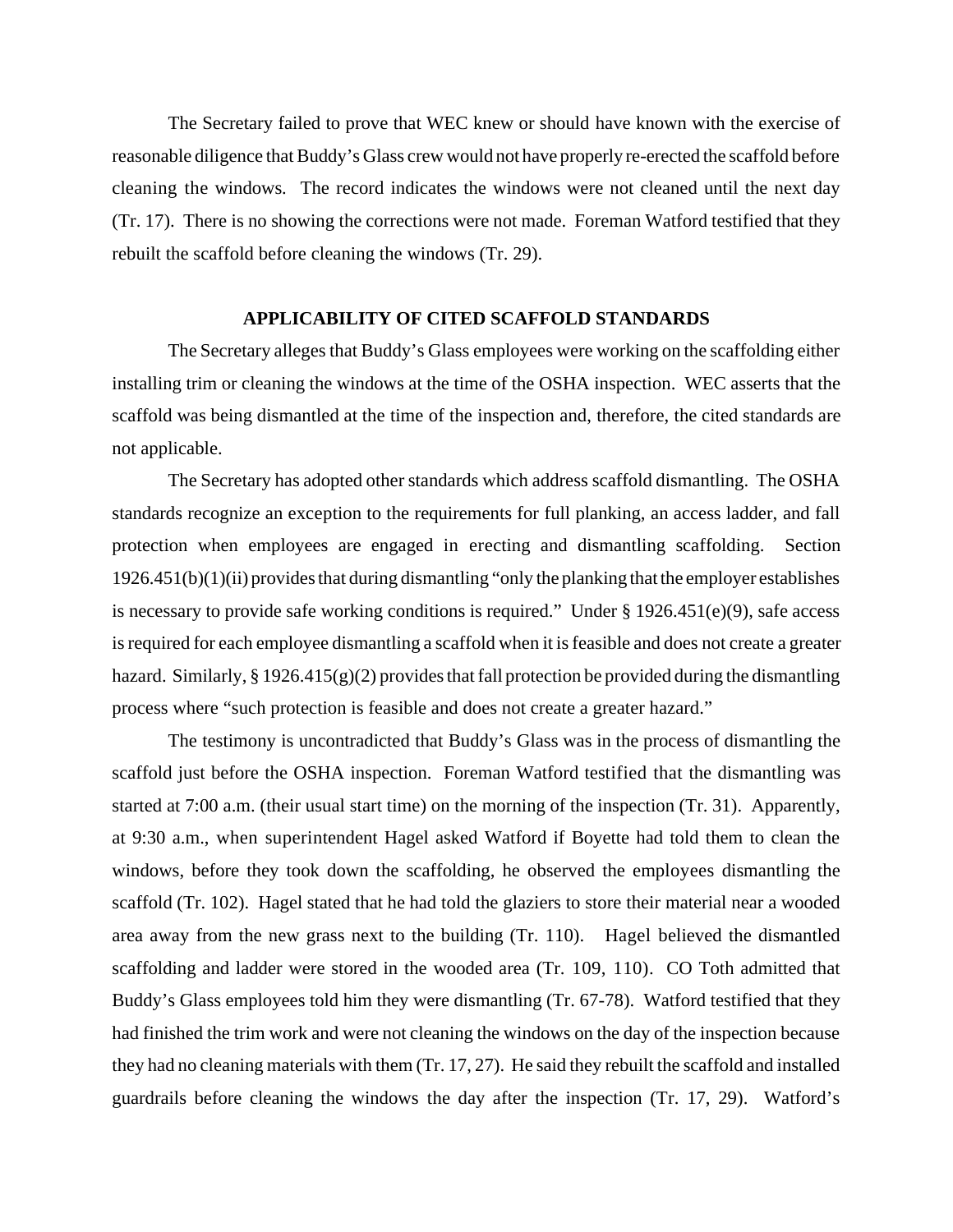The Secretary failed to prove that WEC knew or should have known with the exercise of reasonable diligence that Buddy's Glass crew would not have properly re-erected the scaffold before cleaning the windows. The record indicates the windows were not cleaned until the next day (Tr. 17). There is no showing the corrections were not made. Foreman Watford testified that they rebuilt the scaffold before cleaning the windows (Tr. 29).

## APPLICABILITY OF CITED SCAFFOLD STANDARDS

The Secretary alleges that Buddy's Glass employees were working on the scaffolding either installing trim or cleaning the windows at the time of the OSHA inspection. WEC asserts that the scaffold was being dismantled at the time of the inspection and, therefore, the cited standards are not applicable.

The Secretary has adopted other standards which address scaffold dismantling. The OSHA standards recognize an exception to the requirements for full planking, an access ladder, and fall protection when employees are engaged in erecting and dismantling scaffolding. Section 1926.451(b)(1)(ii) provides that during dismantling "only the planking that the employer establishes is necessary to provide safe working conditions is required." Under § 1926.451(e)(9), safe access is required for each employee dismantling a scaffold when it is feasible and does not create a greater hazard. Similarly, § 1926.415(g)(2) provides that fall protection be provided during the dismantling process where "such protection is feasible and does not create a greater hazard."

The testimony is uncontradicted that Buddy's Glass was in the process of dismantling the scaffold just before the OSHA inspection. Foreman Watford testified that the dismantling was started at 7:00 a.m. (their usual start time) on the morning of the inspection (Tr. 31). Apparently, at 9:30 a.m., when superintendent Hagel asked Watford if Boyette had told them to clean the windows, before they took down the scaffolding, he observed the employees dismantling the scaffold (Tr. 102). Hagel stated that he had told the glaziers to store their material near a wooded area away from the new grass next to the building (Tr. 110). Hagel believed the dismantled scaffolding and ladder were stored in the wooded area (Tr. 109, 110). CO Toth admitted that Buddy's Glass employees told him they were dismantling (Tr. 67-78). Watford testified that they had finished the trim work and were not cleaning the windows on the day of the inspection because they had no cleaning materials with them (Tr. 17, 27). He said they rebuilt the scaffold and installed guardrails before cleaning the windows the day after the inspection (Tr. 17, 29). Watford's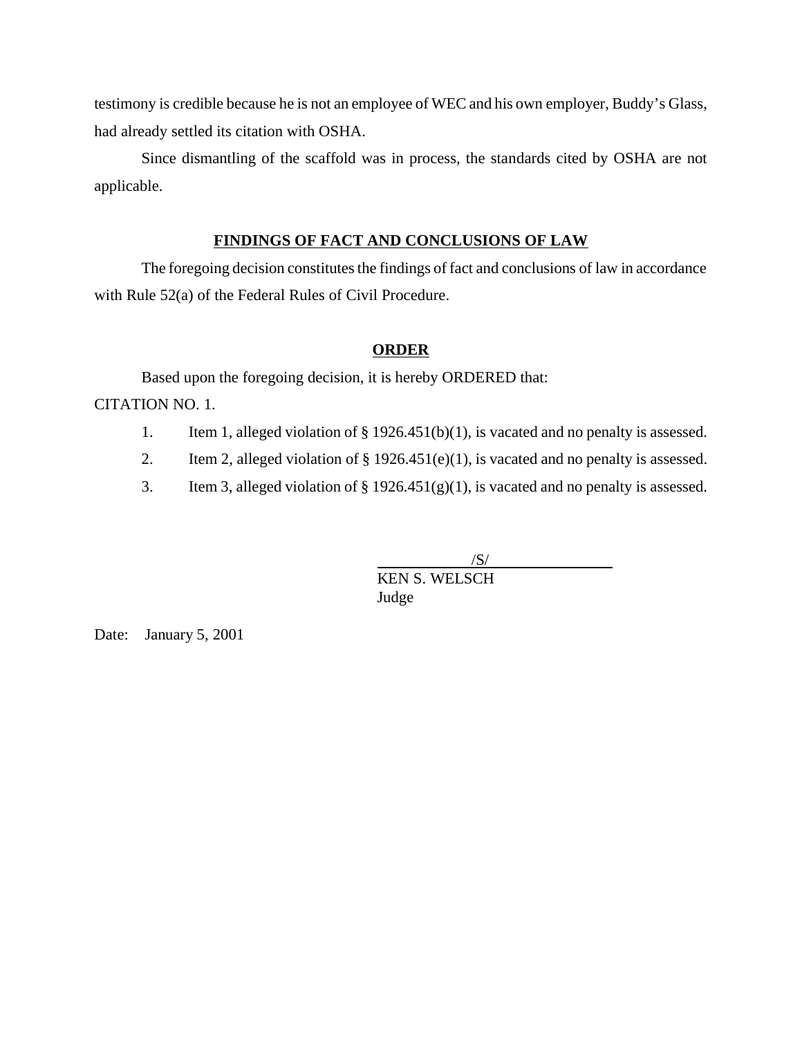testimony is credible because he is not an employee of WEC and his own employer, Buddy's Glass, had already settled its citation with OSHA.

Since dismantling of the scaffold was in process, the standards cited by OSHA are not applicable.

## FINDINGS OF FACT AND CONCLUSIONS OF LAW

The foregoing decision constitutes the findings of fact and conclusions of law in accordance with Rule 52(a) of the Federal Rules of Civil Procedure.

## ORDER

Based upon the foregoing decision, it is hereby ORDERED that:

CITATION NO. 1.

1. Item 1, alleged violation of § 1926.451(b)(1), is vacated and no penalty is assessed.
2. Item 2, alleged violation of § 1926.451(e)(1), is vacated and no penalty is assessed.
3. Item 3, alleged violation of § 1926.451(g)(1), is vacated and no penalty is assessed.

/S/

KEN S. WELSCH

Judge

Date: January 5, 2001